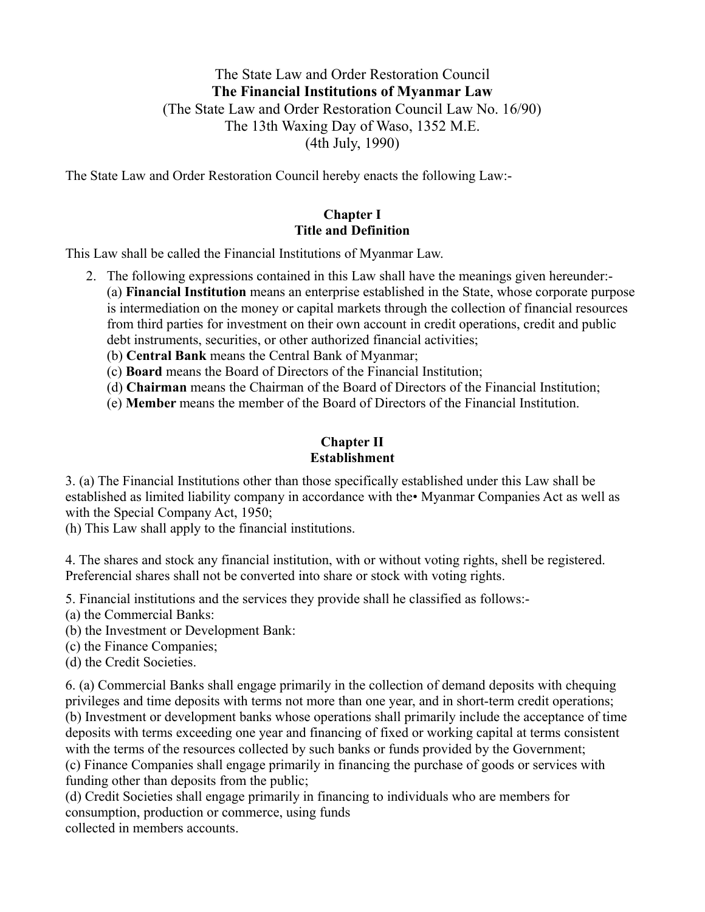The State Law and Order Restoration Council

**The Financial Institutions of Myanmar Law**

(The State Law and Order Restoration Council Law No. 16/90)

The 13th Waxing Day of Waso, 1352 M.E.

(4th July, 1990)

The State Law and Order Restoration Council hereby enacts the following Law:-

## Chapter I
## Title and Definition

This Law shall be called the Financial Institutions of Myanmar Law.

2. The following expressions contained in this Law shall have the meanings given hereunder:-
   (a) **Financial Institution** means an enterprise established in the State, whose corporate purpose is intermediation on the money or capital markets through the collection of financial resources from third parties for investment on their own account in credit operations, credit and public debt instruments, securities, or other authorized financial activities;
   (b) **Central Bank** means the Central Bank of Myanmar;
   (c) **Board** means the Board of Directors of the Financial Institution;
   (d) **Chairman** means the Chairman of the Board of Directors of the Financial Institution;
   (e) **Member** means the member of the Board of Directors of the Financial Institution.

## Chapter II
## Establishment

3. (a) The Financial Institutions other than those specifically established under this Law shall be established as limited liability company in accordance with the• Myanmar Companies Act as well as with the Special Company Act, 1950;
(h) This Law shall apply to the financial institutions.

4. The shares and stock any financial institution, with or without voting rights, shell be registered. Preferencial shares shall not be converted into share or stock with voting rights.

5. Financial institutions and the services they provide shall he classified as follows:-
(a) the Commercial Banks:
(b) the Investment or Development Bank:
(c) the Finance Companies;
(d) the Credit Societies.

6. (a) Commercial Banks shall engage primarily in the collection of demand deposits with chequing privileges and time deposits with terms not more than one year, and in short-term credit operations;
(b) Investment or development banks whose operations shall primarily include the acceptance of time deposits with terms exceeding one year and financing of fixed or working capital at terms consistent with the terms of the resources collected by such banks or funds provided by the Government;
(c) Finance Companies shall engage primarily in financing the purchase of goods or services with funding other than deposits from the public;
(d) Credit Societies shall engage primarily in financing to individuals who are members for consumption, production or commerce, using funds
collected in members accounts.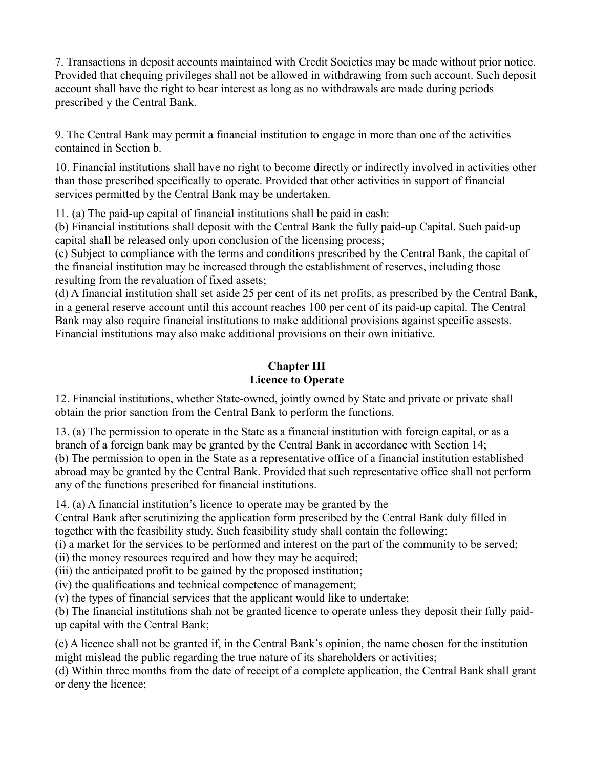7. Transactions in deposit accounts maintained with Credit Societies may be made without prior notice. Provided that chequing privileges shall not be allowed in withdrawing from such account. Such deposit account shall have the right to bear interest as long as no withdrawals are made during periods prescribed y the Central Bank.

9. The Central Bank may permit a financial institution to engage in more than one of the activities contained in Section b.

10. Financial institutions shall have no right to become directly or indirectly involved in activities other than those prescribed specifically to operate. Provided that other activities in support of financial services permitted by the Central Bank may be undertaken.

11. (a) The paid-up capital of financial institutions shall be paid in cash:
(b) Financial institutions shall deposit with the Central Bank the fully paid-up Capital. Such paid-up capital shall be released only upon conclusion of the licensing process;
(c) Subject to compliance with the terms and conditions prescribed by the Central Bank, the capital of the financial institution may be increased through the establishment of reserves, including those resulting from the revaluation of fixed assets;
(d) A financial institution shall set aside 25 per cent of its net profits, as prescribed by the Central Bank, in a general reserve account until this account reaches 100 per cent of its paid-up capital. The Central Bank may also require financial institutions to make additional provisions against specific assests. Financial institutions may also make additional provisions on their own initiative.

## Chapter III
## Licence to Operate

12. Financial institutions, whether State-owned, jointly owned by State and private or private shall obtain the prior sanction from the Central Bank to perform the functions.

13. (a) The permission to operate in the State as a financial institution with foreign capital, or as a branch of a foreign bank may be granted by the Central Bank in accordance with Section 14;
(b) The permission to open in the State as a representative office of a financial institution established abroad may be granted by the Central Bank. Provided that such representative office shall not perform any of the functions prescribed for financial institutions.

14. (a) A financial institution's licence to operate may be granted by the Central Bank after scrutinizing the application form prescribed by the Central Bank duly filled in together with the feasibility study. Such feasibility study shall contain the following:
(i) a market for the services to be performed and interest on the part of the community to be served;
(ii) the money resources required and how they may be acquired;
(iii) the anticipated profit to be gained by the proposed institution;
(iv) the qualifications and technical competence of management;
(v) the types of financial services that the applicant would like to undertake;
(b) The financial institutions shah not be granted licence to operate unless they deposit their fully paid-up capital with the Central Bank;

(c) A licence shall not be granted if, in the Central Bank's opinion, the name chosen for the institution might mislead the public regarding the true nature of its shareholders or activities;
(d) Within three months from the date of receipt of a complete application, the Central Bank shall grant or deny the licence;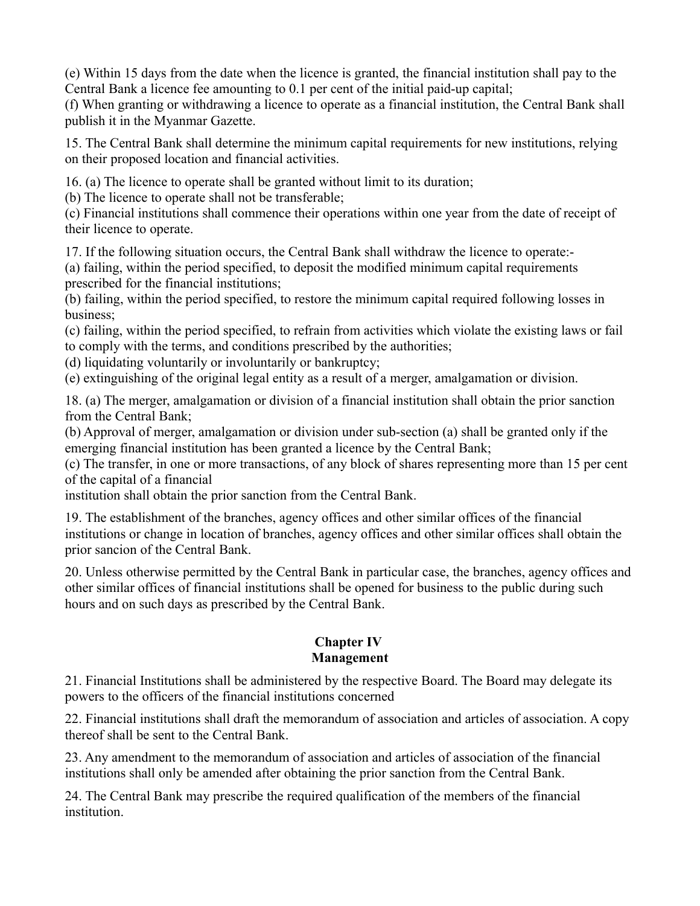(e) Within 15 days from the date when the licence is granted, the financial institution shall pay to the Central Bank a licence fee amounting to 0.1 per cent of the initial paid-up capital;
(f) When granting or withdrawing a licence to operate as a financial institution, the Central Bank shall publish it in the Myanmar Gazette.

15. The Central Bank shall determine the minimum capital requirements for new institutions, relying on their proposed location and financial activities.

16. (a) The licence to operate shall be granted without limit to its duration;
(b) The licence to operate shall not be transferable;
(c) Financial institutions shall commence their operations within one year from the date of receipt of their licence to operate.

17. If the following situation occurs, the Central Bank shall withdraw the licence to operate:-
(a) failing, within the period specified, to deposit the modified minimum capital requirements prescribed for the financial institutions;
(b) failing, within the period specified, to restore the minimum capital required following losses in business;
(c) failing, within the period specified, to refrain from activities which violate the existing laws or fail to comply with the terms, and conditions prescribed by the authorities;
(d) liquidating voluntarily or involuntarily or bankruptcy;
(e) extinguishing of the original legal entity as a result of a merger, amalgamation or division.

18. (a) The merger, amalgamation or division of a financial institution shall obtain the prior sanction from the Central Bank;
(b) Approval of merger, amalgamation or division under sub-section (a) shall be granted only if the emerging financial institution has been granted a licence by the Central Bank;
(c) The transfer, in one or more transactions, of any block of shares representing more than 15 per cent of the capital of a financial
institution shall obtain the prior sanction from the Central Bank.

19. The establishment of the branches, agency offices and other similar offices of the financial institutions or change in location of branches, agency offices and other similar offices shall obtain the prior sancion of the Central Bank.

20. Unless otherwise permitted by the Central Bank in particular case, the branches, agency offices and other similar offices of financial institutions shall be opened for business to the public during such hours and on such days as prescribed by the Central Bank.

## Chapter IV
## Management

21. Financial Institutions shall be administered by the respective Board. The Board may delegate its powers to the officers of the financial institutions concerned

22. Financial institutions shall draft the memorandum of association and articles of association. A copy thereof shall be sent to the Central Bank.

23. Any amendment to the memorandum of association and articles of association of the financial institutions shall only be amended after obtaining the prior sanction from the Central Bank.

24. The Central Bank may prescribe the required qualification of the members of the financial institution.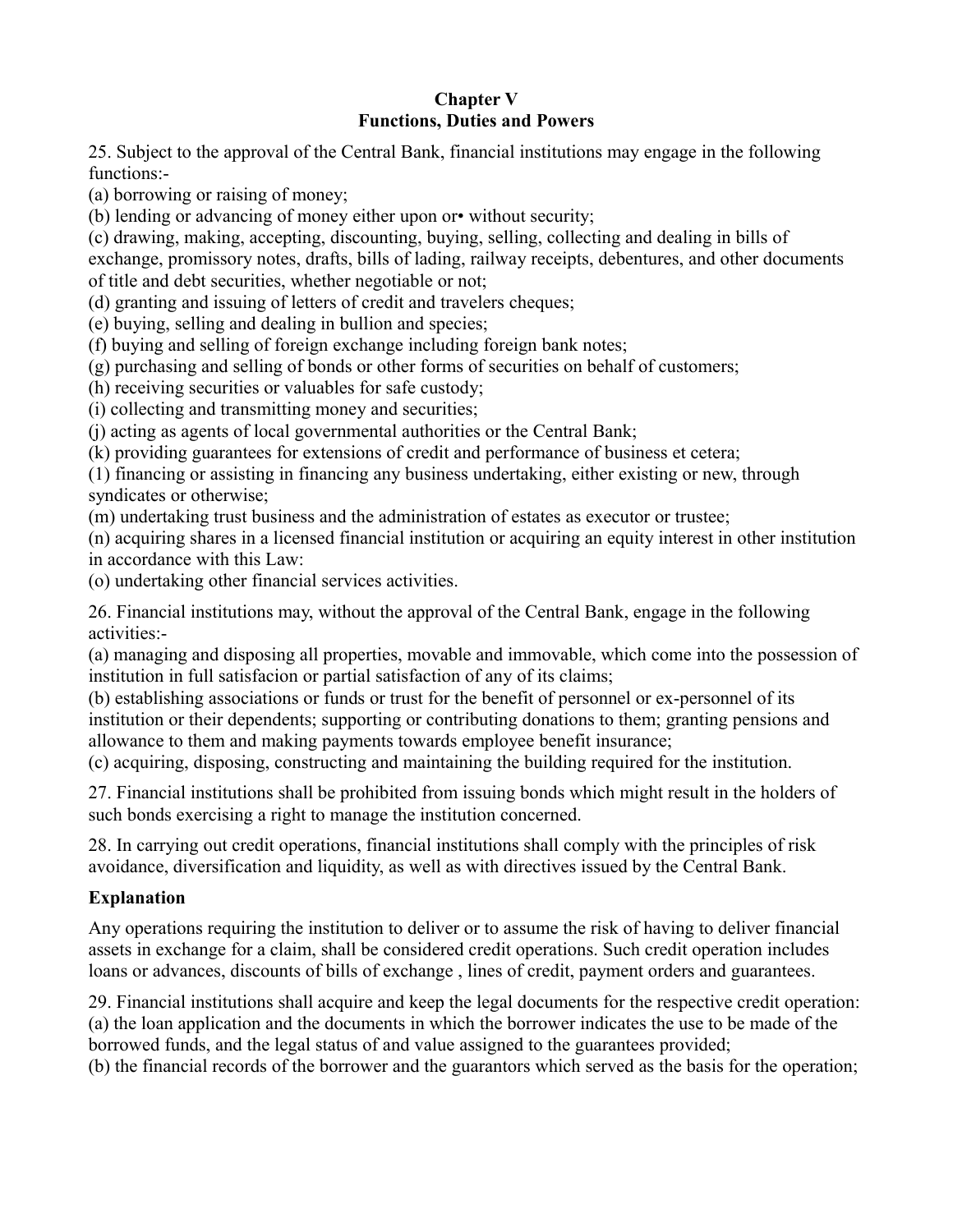**Chapter V**
**Functions, Duties and Powers**

25. Subject to the approval of the Central Bank, financial institutions may engage in the following functions:-

(a) borrowing or raising of money;

(b) lending or advancing of money either upon or• without security;

(c) drawing, making, accepting, discounting, buying, selling, collecting and dealing in bills of exchange, promissory notes, drafts, bills of lading, railway receipts, debentures, and other documents of title and debt securities, whether negotiable or not;

(d) granting and issuing of letters of credit and travelers cheques;

(e) buying, selling and dealing in bullion and species;

(f) buying and selling of foreign exchange including foreign bank notes;

(g) purchasing and selling of bonds or other forms of securities on behalf of customers;

(h) receiving securities or valuables for safe custody;

(i) collecting and transmitting money and securities;

(j) acting as agents of local governmental authorities or the Central Bank;

(k) providing guarantees for extensions of credit and performance of business et cetera;

(1) financing or assisting in financing any business undertaking, either existing or new, through syndicates or otherwise;

(m) undertaking trust business and the administration of estates as executor or trustee;

(n) acquiring shares in a licensed financial institution or acquiring an equity interest in other institution in accordance with this Law:

(o) undertaking other financial services activities.

26. Financial institutions may, without the approval of the Central Bank, engage in the following activities:-

(a) managing and disposing all properties, movable and immovable, which come into the possession of institution in full satisfacion or partial satisfaction of any of its claims;

(b) establishing associations or funds or trust for the benefit of personnel or ex-personnel of its institution or their dependents; supporting or contributing donations to them; granting pensions and allowance to them and making payments towards employee benefit insurance;

(c) acquiring, disposing, constructing and maintaining the building required for the institution.

27. Financial institutions shall be prohibited from issuing bonds which might result in the holders of such bonds exercising a right to manage the institution concerned.

28. In carrying out credit operations, financial institutions shall comply with the principles of risk avoidance, diversification and liquidity, as well as with directives issued by the Central Bank.

**Explanation**

Any operations requiring the institution to deliver or to assume the risk of having to deliver financial assets in exchange for a claim, shall be considered credit operations. Such credit operation includes loans or advances, discounts of bills of exchange , lines of credit, payment orders and guarantees.

29. Financial institutions shall acquire and keep the legal documents for the respective credit operation:

(a) the loan application and the documents in which the borrower indicates the use to be made of the borrowed funds, and the legal status of and value assigned to the guarantees provided;

(b) the financial records of the borrower and the guarantors which served as the basis for the operation;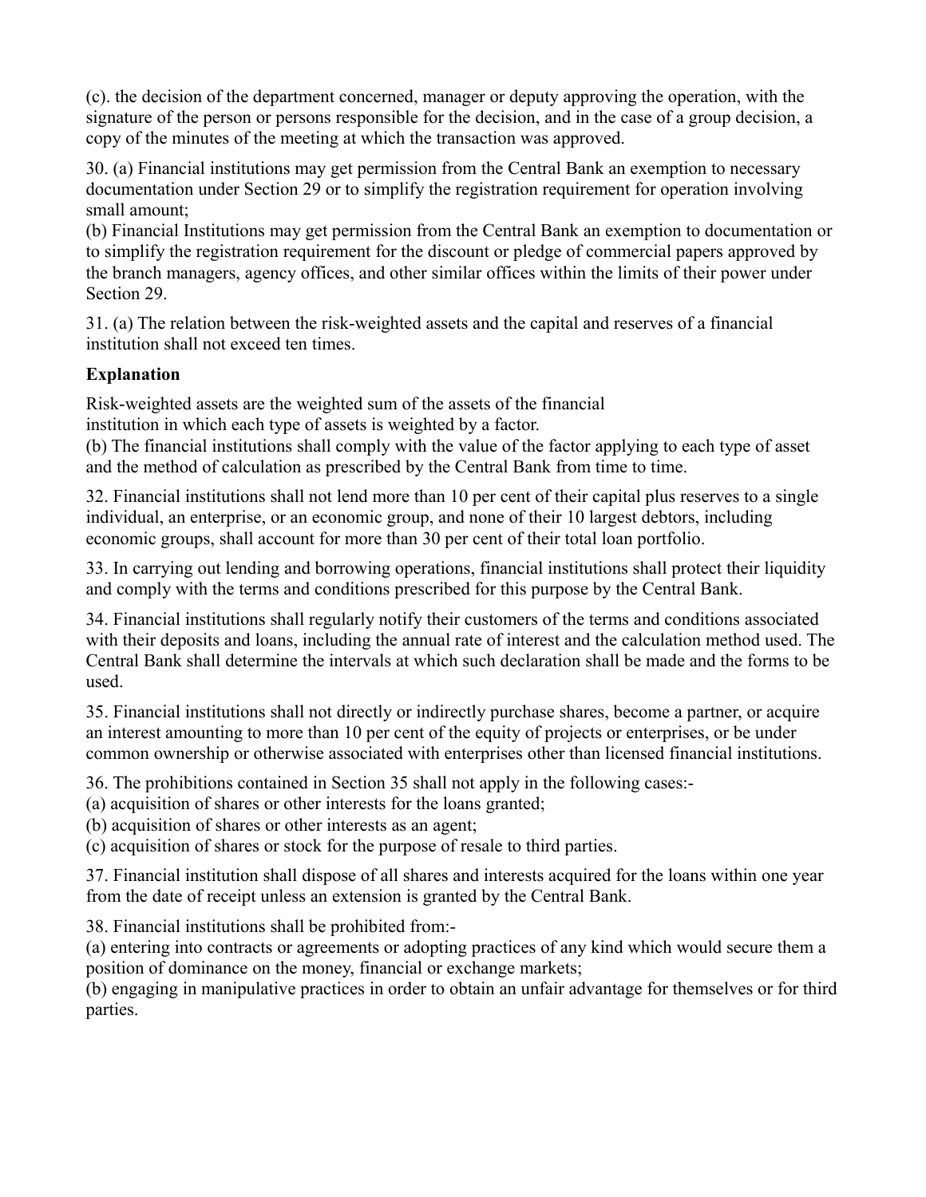(c). the decision of the department concerned, manager or deputy approving the operation, with the signature of the person or persons responsible for the decision, and in the case of a group decision, a copy of the minutes of the meeting at which the transaction was approved.

30. (a) Financial institutions may get permission from the Central Bank an exemption to necessary documentation under Section 29 or to simplify the registration requirement for operation involving small amount;
(b) Financial Institutions may get permission from the Central Bank an exemption to documentation or to simplify the registration requirement for the discount or pledge of commercial papers approved by the branch managers, agency offices, and other similar offices within the limits of their power under Section 29.

31. (a) The relation between the risk-weighted assets and the capital and reserves of a financial institution shall not exceed ten times.

**Explanation**

Risk-weighted assets are the weighted sum of the assets of the financial institution in which each type of assets is weighted by a factor.
(b) The financial institutions shall comply with the value of the factor applying to each type of asset and the method of calculation as prescribed by the Central Bank from time to time.

32. Financial institutions shall not lend more than 10 per cent of their capital plus reserves to a single individual, an enterprise, or an economic group, and none of their 10 largest debtors, including economic groups, shall account for more than 30 per cent of their total loan portfolio.

33. In carrying out lending and borrowing operations, financial institutions shall protect their liquidity and comply with the terms and conditions prescribed for this purpose by the Central Bank.

34. Financial institutions shall regularly notify their customers of the terms and conditions associated with their deposits and loans, including the annual rate of interest and the calculation method used. The Central Bank shall determine the intervals at which such declaration shall be made and the forms to be used.

35. Financial institutions shall not directly or indirectly purchase shares, become a partner, or acquire an interest amounting to more than 10 per cent of the equity of projects or enterprises, or be under common ownership or otherwise associated with enterprises other than licensed financial institutions.

36. The prohibitions contained in Section 35 shall not apply in the following cases:-
(a) acquisition of shares or other interests for the loans granted;
(b) acquisition of shares or other interests as an agent;
(c) acquisition of shares or stock for the purpose of resale to third parties.

37. Financial institution shall dispose of all shares and interests acquired for the loans within one year from the date of receipt unless an extension is granted by the Central Bank.

38. Financial institutions shall be prohibited from:-
(a) entering into contracts or agreements or adopting practices of any kind which would secure them a position of dominance on the money, financial or exchange markets;
(b) engaging in manipulative practices in order to obtain an unfair advantage for themselves or for third parties.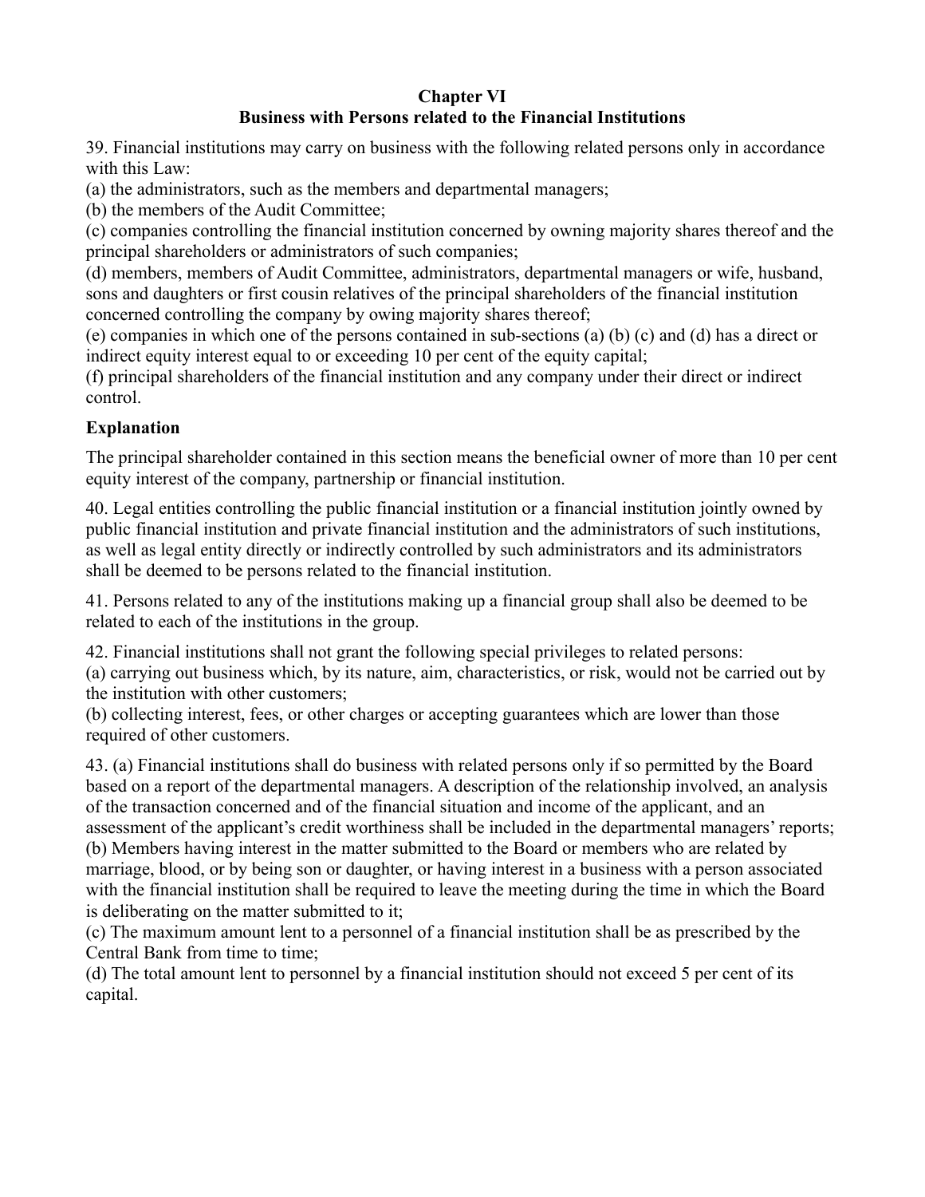## Chapter VI
## Business with Persons related to the Financial Institutions

39. Financial institutions may carry on business with the following related persons only in accordance with this Law:

(a) the administrators, such as the members and departmental managers;

(b) the members of the Audit Committee;

(c) companies controlling the financial institution concerned by owning majority shares thereof and the principal shareholders or administrators of such companies;

(d) members, members of Audit Committee, administrators, departmental managers or wife, husband, sons and daughters or first cousin relatives of the principal shareholders of the financial institution concerned controlling the company by owing majority shares thereof;

(e) companies in which one of the persons contained in sub-sections (a) (b) (c) and (d) has a direct or indirect equity interest equal to or exceeding 10 per cent of the equity capital;

(f) principal shareholders of the financial institution and any company under their direct or indirect control.

**Explanation**

The principal shareholder contained in this section means the beneficial owner of more than 10 per cent equity interest of the company, partnership or financial institution.

40. Legal entities controlling the public financial institution or a financial institution jointly owned by public financial institution and private financial institution and the administrators of such institutions, as well as legal entity directly or indirectly controlled by such administrators and its administrators shall be deemed to be persons related to the financial institution.

41. Persons related to any of the institutions making up a financial group shall also be deemed to be related to each of the institutions in the group.

42. Financial institutions shall not grant the following special privileges to related persons:

(a) carrying out business which, by its nature, aim, characteristics, or risk, would not be carried out by the institution with other customers;

(b) collecting interest, fees, or other charges or accepting guarantees which are lower than those required of other customers.

43. (a) Financial institutions shall do business with related persons only if so permitted by the Board based on a report of the departmental managers. A description of the relationship involved, an analysis of the transaction concerned and of the financial situation and income of the applicant, and an assessment of the applicant's credit worthiness shall be included in the departmental managers' reports;

(b) Members having interest in the matter submitted to the Board or members who are related by marriage, blood, or by being son or daughter, or having interest in a business with a person associated with the financial institution shall be required to leave the meeting during the time in which the Board is deliberating on the matter submitted to it;

(c) The maximum amount lent to a personnel of a financial institution shall be as prescribed by the Central Bank from time to time;

(d) The total amount lent to personnel by a financial institution should not exceed 5 per cent of its capital.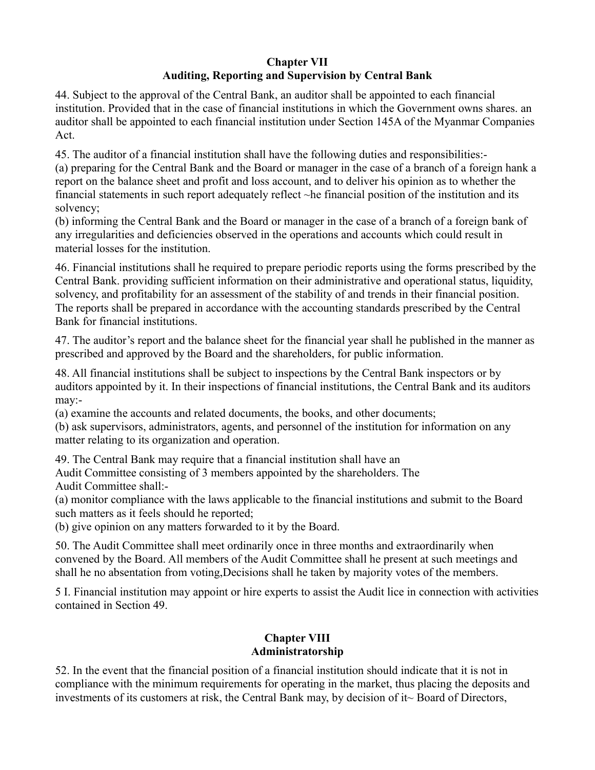## Chapter VII
## Auditing, Reporting and Supervision by Central Bank

44. Subject to the approval of the Central Bank, an auditor shall be appointed to each financial institution. Provided that in the case of financial institutions in which the Government owns shares. an auditor shall be appointed to each financial institution under Section 145A of the Myanmar Companies Act.

45. The auditor of a financial institution shall have the following duties and responsibilities:-
(a) preparing for the Central Bank and the Board or manager in the case of a branch of a foreign hank a report on the balance sheet and profit and loss account, and to deliver his opinion as to whether the financial statements in such report adequately reflect ~he financial position of the institution and its solvency;
(b) informing the Central Bank and the Board or manager in the case of a branch of a foreign bank of any irregularities and deficiencies observed in the operations and accounts which could result in material losses for the institution.

46. Financial institutions shall he required to prepare periodic reports using the forms prescribed by the Central Bank. providing sufficient information on their administrative and operational status, liquidity, solvency, and profitability for an assessment of the stability of and trends in their financial position. The reports shall be prepared in accordance with the accounting standards prescribed by the Central Bank for financial institutions.

47. The auditor's report and the balance sheet for the financial year shall he published in the manner as prescribed and approved by the Board and the shareholders, for public information.

48. All financial institutions shall be subject to inspections by the Central Bank inspectors or by auditors appointed by it. In their inspections of financial institutions, the Central Bank and its auditors may:-
(a) examine the accounts and related documents, the books, and other documents;
(b) ask supervisors, administrators, agents, and personnel of the institution for information on any matter relating to its organization and operation.

49. The Central Bank may require that a financial institution shall have an Audit Committee consisting of 3 members appointed by the shareholders. The Audit Committee shall:-
(a) monitor compliance with the laws applicable to the financial institutions and submit to the Board such matters as it feels should he reported;
(b) give opinion on any matters forwarded to it by the Board.

50. The Audit Committee shall meet ordinarily once in three months and extraordinarily when convened by the Board. All members of the Audit Committee shall he present at such meetings and shall he no absentation from voting,Decisions shall he taken by majority votes of the members.

5 I. Financial institution may appoint or hire experts to assist the Audit lice in connection with activities contained in Section 49.

## Chapter VIII
## Administratorship

52. In the event that the financial position of a financial institution should indicate that it is not in compliance with the minimum requirements for operating in the market, thus placing the deposits and investments of its customers at risk, the Central Bank may, by decision of it~ Board of Directors,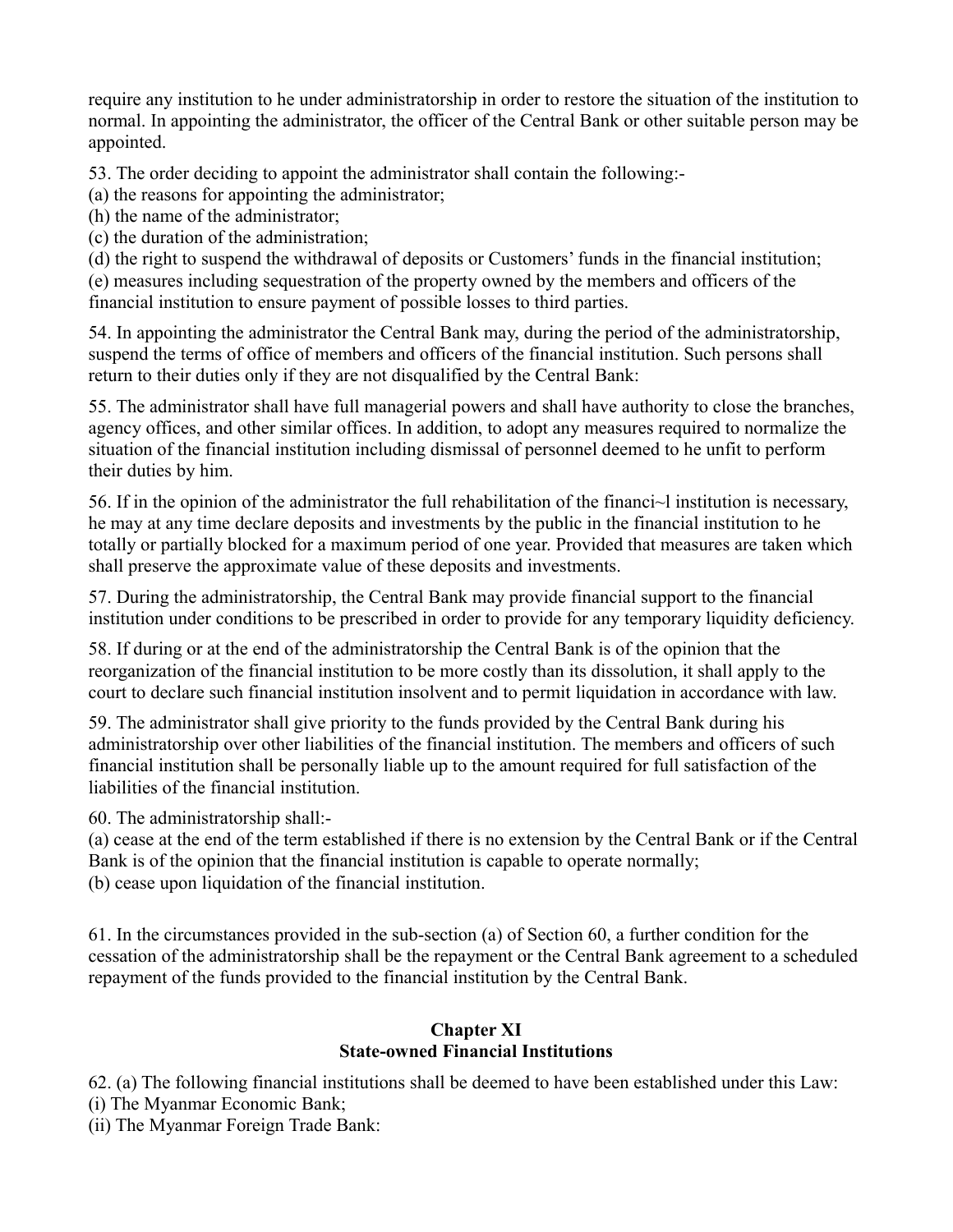require any institution to he under administratorship in order to restore the situation of the institution to normal. In appointing the administrator, the officer of the Central Bank or other suitable person may be appointed.

53. The order deciding to appoint the administrator shall contain the following:-
(a) the reasons for appointing the administrator;
(h) the name of the administrator;
(c) the duration of the administration;
(d) the right to suspend the withdrawal of deposits or Customers' funds in the financial institution;
(e) measures including sequestration of the property owned by the members and officers of the financial institution to ensure payment of possible losses to third parties.

54. In appointing the administrator the Central Bank may, during the period of the administratorship, suspend the terms of office of members and officers of the financial institution. Such persons shall return to their duties only if they are not disqualified by the Central Bank:

55. The administrator shall have full managerial powers and shall have authority to close the branches, agency offices, and other similar offices. In addition, to adopt any measures required to normalize the situation of the financial institution including dismissal of personnel deemed to he unfit to perform their duties by him.

56. If in the opinion of the administrator the full rehabilitation of the financi~l institution is necessary, he may at any time declare deposits and investments by the public in the financial institution to he totally or partially blocked for a maximum period of one year. Provided that measures are taken which shall preserve the approximate value of these deposits and investments.

57. During the administratorship, the Central Bank may provide financial support to the financial institution under conditions to be prescribed in order to provide for any temporary liquidity deficiency.

58. If during or at the end of the administratorship the Central Bank is of the opinion that the reorganization of the financial institution to be more costly than its dissolution, it shall apply to the court to declare such financial institution insolvent and to permit liquidation in accordance with law.

59. The administrator shall give priority to the funds provided by the Central Bank during his administratorship over other liabilities of the financial institution. The members and officers of such financial institution shall be personally liable up to the amount required for full satisfaction of the liabilities of the financial institution.

60. The administratorship shall:-
(a) cease at the end of the term established if there is no extension by the Central Bank or if the Central Bank is of the opinion that the financial institution is capable to operate normally;
(b) cease upon liquidation of the financial institution.

61. In the circumstances provided in the sub-section (a) of Section 60, a further condition for the cessation of the administratorship shall be the repayment or the Central Bank agreement to a scheduled repayment of the funds provided to the financial institution by the Central Bank.

## Chapter XI
## State-owned Financial Institutions

62. (a) The following financial institutions shall be deemed to have been established under this Law:
(i) The Myanmar Economic Bank;
(ii) The Myanmar Foreign Trade Bank: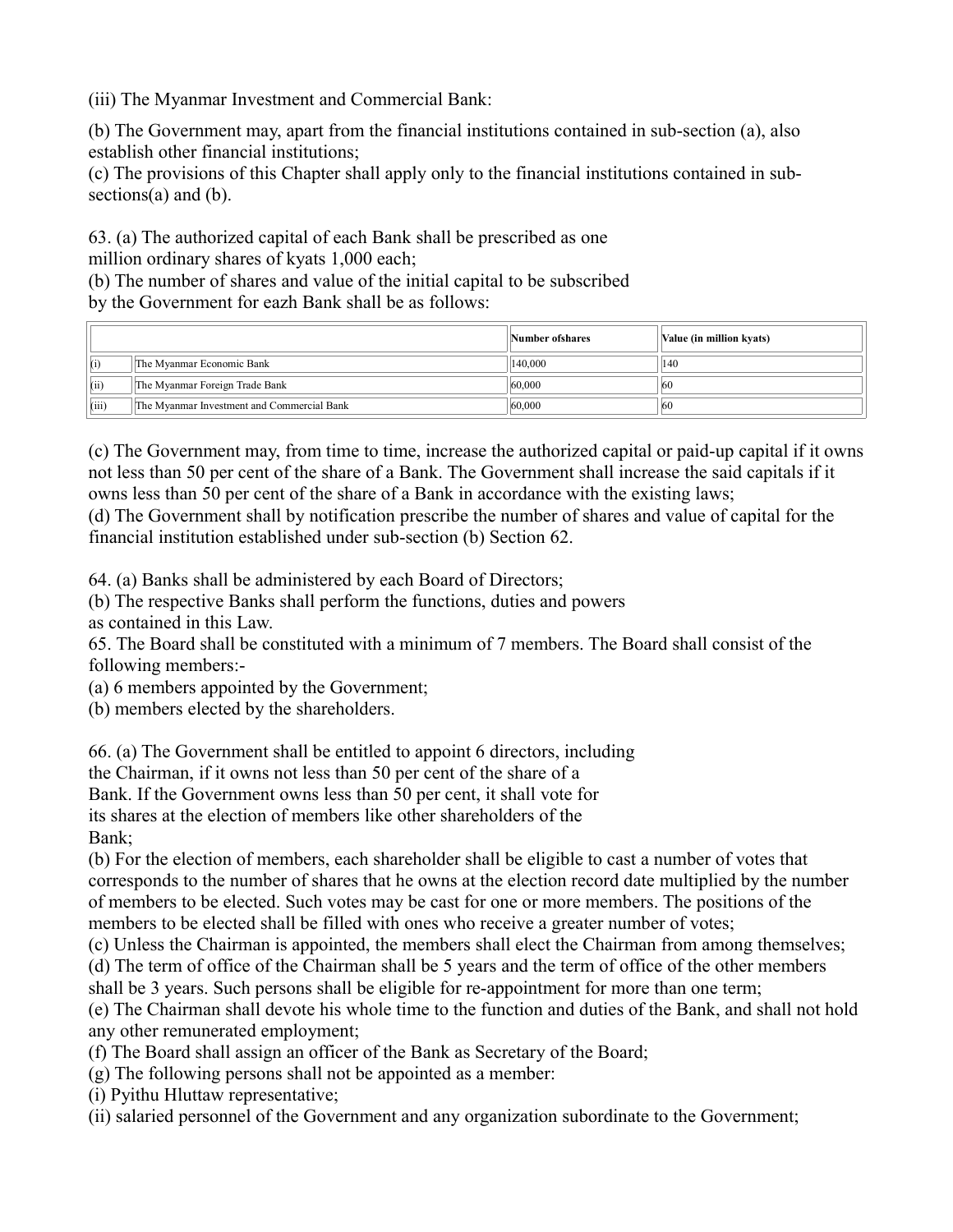(iii) The Myanmar Investment and Commercial Bank:

(b) The Government may, apart from the financial institutions contained in sub-section (a), also establish other financial institutions;
(c) The provisions of this Chapter shall apply only to the financial institutions contained in sub-sections(a) and (b).

63. (a) The authorized capital of each Bank shall be prescribed as one million ordinary shares of kyats 1,000 each;
(b) The number of shares and value of the initial capital to be subscribed by the Government for eazh Bank shall be as follows:

| | | Number ofshares | Value (in million kyats) |
|---|---|---|---|
| (i) | The Myanmar Economic Bank | 140,000 | 140 |
| (ii) | The Myanmar Foreign Trade Bank | 60,000 | 60 |
| (iii) | The Myanmar Investment and Commercial Bank | 60,000 | 60 |

(c) The Government may, from time to time, increase the authorized capital or paid-up capital if it owns not less than 50 per cent of the share of a Bank. The Government shall increase the said capitals if it owns less than 50 per cent of the share of a Bank in accordance with the existing laws;
(d) The Government shall by notification prescribe the number of shares and value of capital for the financial institution established under sub-section (b) Section 62.

64. (a) Banks shall be administered by each Board of Directors;
(b) The respective Banks shall perform the functions, duties and powers as contained in this Law.

65. The Board shall be constituted with a minimum of 7 members. The Board shall consist of the following members:-
(a) 6 members appointed by the Government;
(b) members elected by the shareholders.

66. (a) The Government shall be entitled to appoint 6 directors, including the Chairman, if it owns not less than 50 per cent of the share of a Bank. If the Government owns less than 50 per cent, it shall vote for its shares at the election of members like other shareholders of the Bank;
(b) For the election of members, each shareholder shall be eligible to cast a number of votes that corresponds to the number of shares that he owns at the election record date multiplied by the number of members to be elected. Such votes may be cast for one or more members. The positions of the members to be elected shall be filled with ones who receive a greater number of votes;
(c) Unless the Chairman is appointed, the members shall elect the Chairman from among themselves;
(d) The term of office of the Chairman shall be 5 years and the term of office of the other members shall be 3 years. Such persons shall be eligible for re-appointment for more than one term;
(e) The Chairman shall devote his whole time to the function and duties of the Bank, and shall not hold any other remunerated employment;
(f) The Board shall assign an officer of the Bank as Secretary of the Board;
(g) The following persons shall not be appointed as a member:
(i) Pyithu Hluttaw representative;
(ii) salaried personnel of the Government and any organization subordinate to the Government;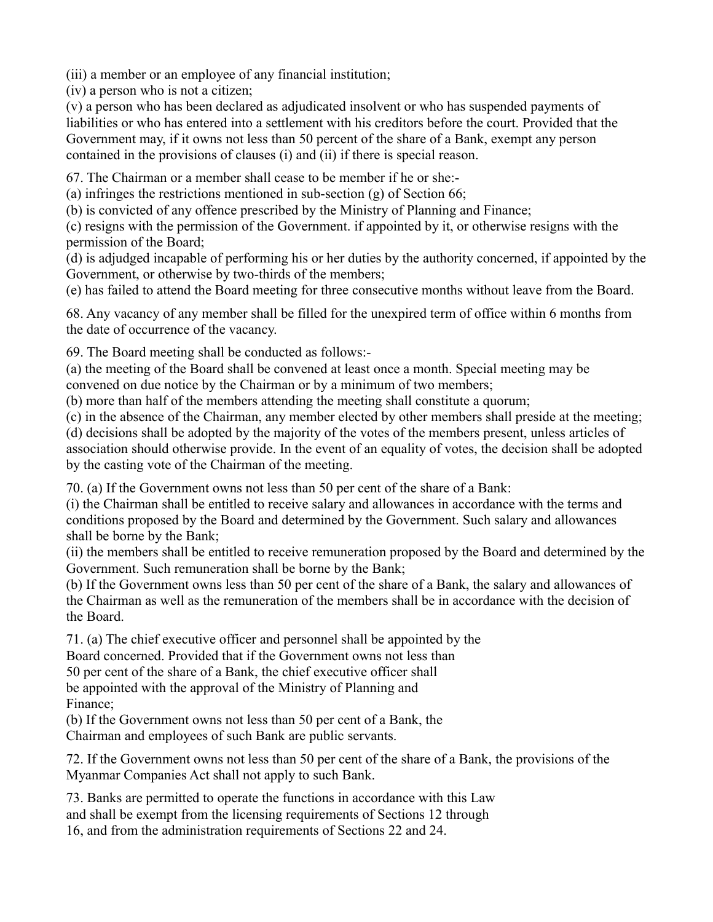(iii) a member or an employee of any financial institution;
(iv) a person who is not a citizen;
(v) a person who has been declared as adjudicated insolvent or who has suspended payments of liabilities or who has entered into a settlement with his creditors before the court. Provided that the Government may, if it owns not less than 50 percent of the share of a Bank, exempt any person contained in the provisions of clauses (i) and (ii) if there is special reason.

67. The Chairman or a member shall cease to be member if he or she:-
(a) infringes the restrictions mentioned in sub-section (g) of Section 66;
(b) is convicted of any offence prescribed by the Ministry of Planning and Finance;
(c) resigns with the permission of the Government. if appointed by it, or otherwise resigns with the permission of the Board;
(d) is adjudged incapable of performing his or her duties by the authority concerned, if appointed by the Government, or otherwise by two-thirds of the members;
(e) has failed to attend the Board meeting for three consecutive months without leave from the Board.

68. Any vacancy of any member shall be filled for the unexpired term of office within 6 months from the date of occurrence of the vacancy.

69. The Board meeting shall be conducted as follows:-
(a) the meeting of the Board shall be convened at least once a month. Special meeting may be convened on due notice by the Chairman or by a minimum of two members;
(b) more than half of the members attending the meeting shall constitute a quorum;
(c) in the absence of the Chairman, any member elected by other members shall preside at the meeting;
(d) decisions shall be adopted by the majority of the votes of the members present, unless articles of association should otherwise provide. In the event of an equality of votes, the decision shall be adopted by the casting vote of the Chairman of the meeting.

70. (a) If the Government owns not less than 50 per cent of the share of a Bank:
(i) the Chairman shall be entitled to receive salary and allowances in accordance with the terms and conditions proposed by the Board and determined by the Government. Such salary and allowances shall be borne by the Bank;
(ii) the members shall be entitled to receive remuneration proposed by the Board and determined by the Government. Such remuneration shall be borne by the Bank;
(b) If the Government owns less than 50 per cent of the share of a Bank, the salary and allowances of the Chairman as well as the remuneration of the members shall be in accordance with the decision of the Board.

71. (a) The chief executive officer and personnel shall be appointed by the Board concerned. Provided that if the Government owns not less than 50 per cent of the share of a Bank, the chief executive officer shall be appointed with the approval of the Ministry of Planning and Finance;
(b) If the Government owns not less than 50 per cent of a Bank, the Chairman and employees of such Bank are public servants.

72. If the Government owns not less than 50 per cent of the share of a Bank, the provisions of the Myanmar Companies Act shall not apply to such Bank.

73. Banks are permitted to operate the functions in accordance with this Law and shall be exempt from the licensing requirements of Sections 12 through 16, and from the administration requirements of Sections 22 and 24.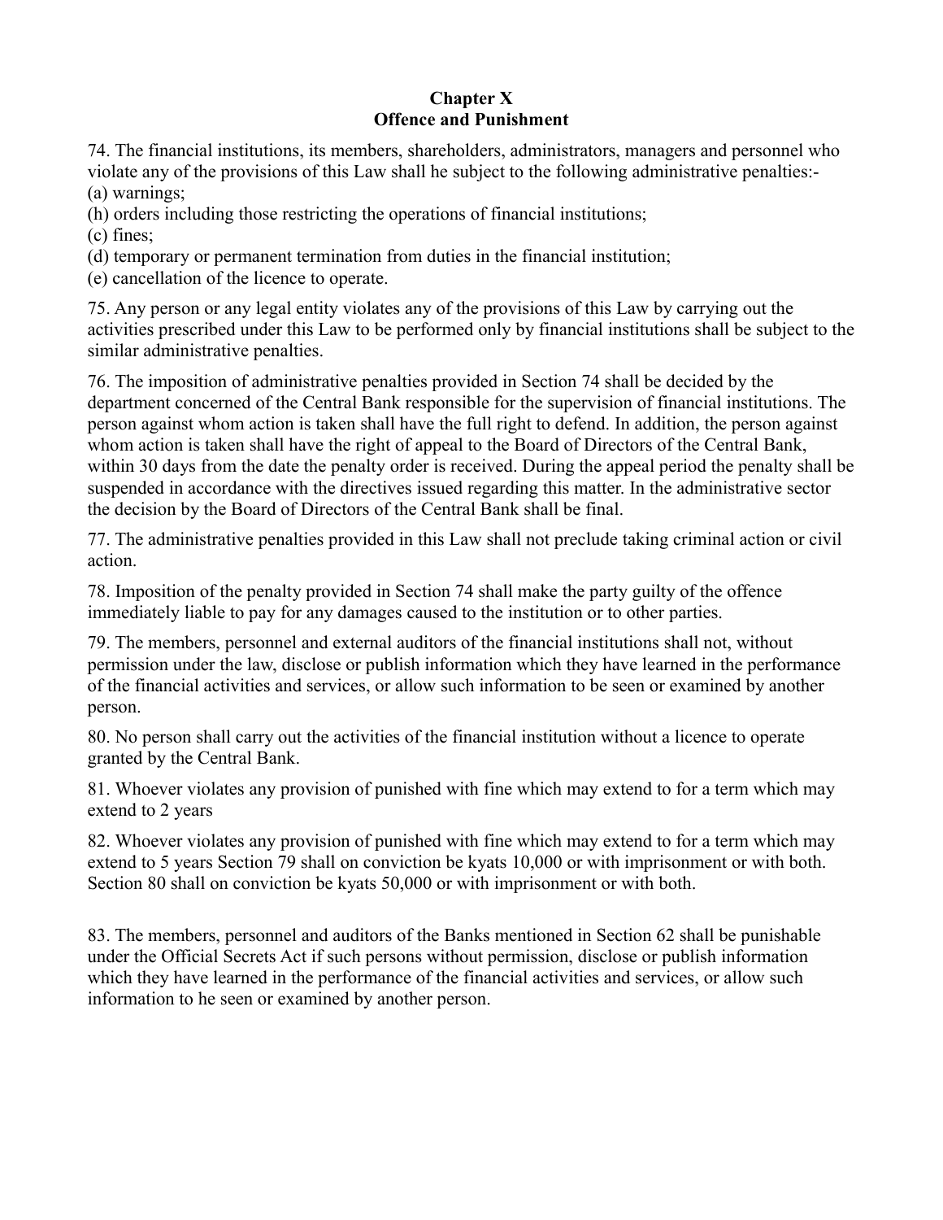# Chapter X
## Offence and Punishment

74. The financial institutions, its members, shareholders, administrators, managers and personnel who violate any of the provisions of this Law shall he subject to the following administrative penalties:-

(a) warnings;

(h) orders including those restricting the operations of financial institutions;

(c) fines;

(d) temporary or permanent termination from duties in the financial institution;

(e) cancellation of the licence to operate.

75. Any person or any legal entity violates any of the provisions of this Law by carrying out the activities prescribed under this Law to be performed only by financial institutions shall be subject to the similar administrative penalties.

76. The imposition of administrative penalties provided in Section 74 shall be decided by the department concerned of the Central Bank responsible for the supervision of financial institutions. The person against whom action is taken shall have the full right to defend. In addition, the person against whom action is taken shall have the right of appeal to the Board of Directors of the Central Bank, within 30 days from the date the penalty order is received. During the appeal period the penalty shall be suspended in accordance with the directives issued regarding this matter. In the administrative sector the decision by the Board of Directors of the Central Bank shall be final.

77. The administrative penalties provided in this Law shall not preclude taking criminal action or civil action.

78. Imposition of the penalty provided in Section 74 shall make the party guilty of the offence immediately liable to pay for any damages caused to the institution or to other parties.

79. The members, personnel and external auditors of the financial institutions shall not, without permission under the law, disclose or publish information which they have learned in the performance of the financial activities and services, or allow such information to be seen or examined by another person.

80. No person shall carry out the activities of the financial institution without a licence to operate granted by the Central Bank.

81. Whoever violates any provision of punished with fine which may extend to for a term which may extend to 2 years

82. Whoever violates any provision of punished with fine which may extend to for a term which may extend to 5 years Section 79 shall on conviction be kyats 10,000 or with imprisonment or with both. Section 80 shall on conviction be kyats 50,000 or with imprisonment or with both.

83. The members, personnel and auditors of the Banks mentioned in Section 62 shall be punishable under the Official Secrets Act if such persons without permission, disclose or publish information which they have learned in the performance of the financial activities and services, or allow such information to he seen or examined by another person.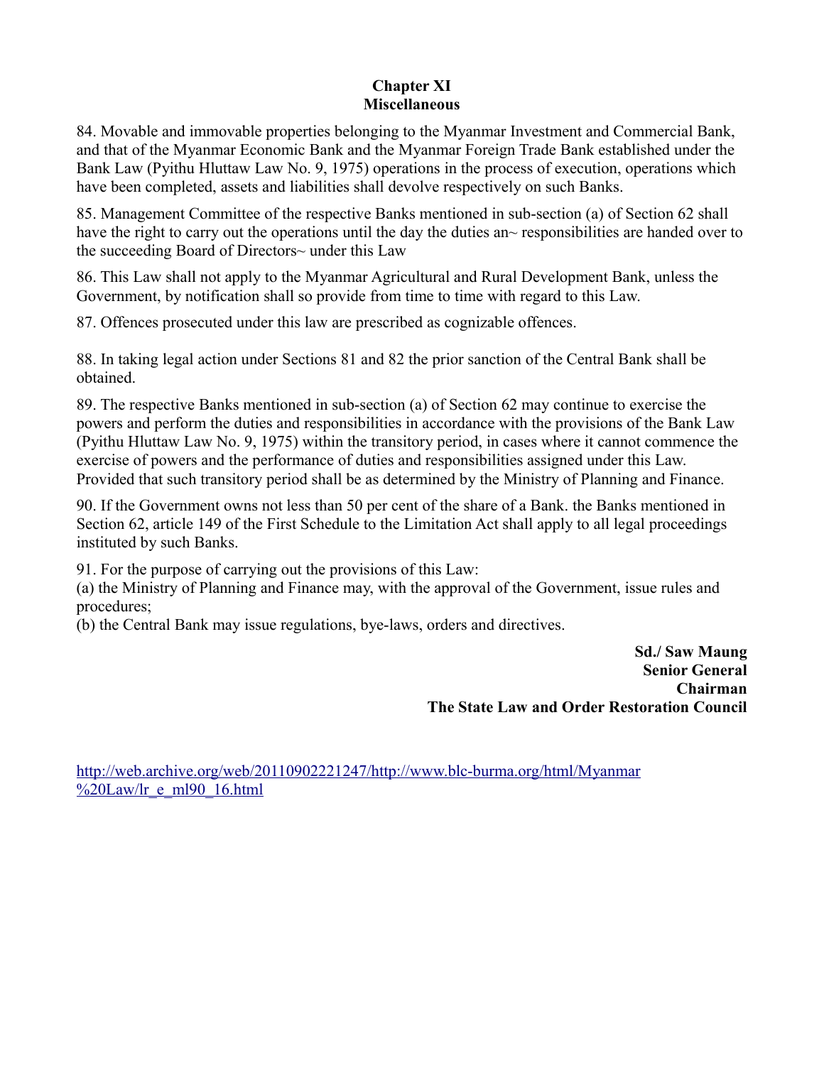## Chapter XI
## Miscellaneous

84. Movable and immovable properties belonging to the Myanmar Investment and Commercial Bank, and that of the Myanmar Economic Bank and the Myanmar Foreign Trade Bank established under the Bank Law (Pyithu Hluttaw Law No. 9, 1975) operations in the process of execution, operations which have been completed, assets and liabilities shall devolve respectively on such Banks.

85. Management Committee of the respective Banks mentioned in sub-section (a) of Section 62 shall have the right to carry out the operations until the day the duties an~ responsibilities are handed over to the succeeding Board of Directors~ under this Law

86. This Law shall not apply to the Myanmar Agricultural and Rural Development Bank, unless the Government, by notification shall so provide from time to time with regard to this Law.

87. Offences prosecuted under this law are prescribed as cognizable offences.

88. In taking legal action under Sections 81 and 82 the prior sanction of the Central Bank shall be obtained.

89. The respective Banks mentioned in sub-section (a) of Section 62 may continue to exercise the powers and perform the duties and responsibilities in accordance with the provisions of the Bank Law (Pyithu Hluttaw Law No. 9, 1975) within the transitory period, in cases where it cannot commence the exercise of powers and the performance of duties and responsibilities assigned under this Law. Provided that such transitory period shall be as determined by the Ministry of Planning and Finance.

90. If the Government owns not less than 50 per cent of the share of a Bank. the Banks mentioned in Section 62, article 149 of the First Schedule to the Limitation Act shall apply to all legal proceedings instituted by such Banks.

91. For the purpose of carrying out the provisions of this Law:
(a) the Ministry of Planning and Finance may, with the approval of the Government, issue rules and procedures;
(b) the Central Bank may issue regulations, bye-laws, orders and directives.

**Sd./ Saw Maung**
**Senior General**
**Chairman**
**The State Law and Order Restoration Council**

http://web.archive.org/web/20110902221247/http://www.blc-burma.org/html/Myanmar%20Law/lr_e_ml90_16.html